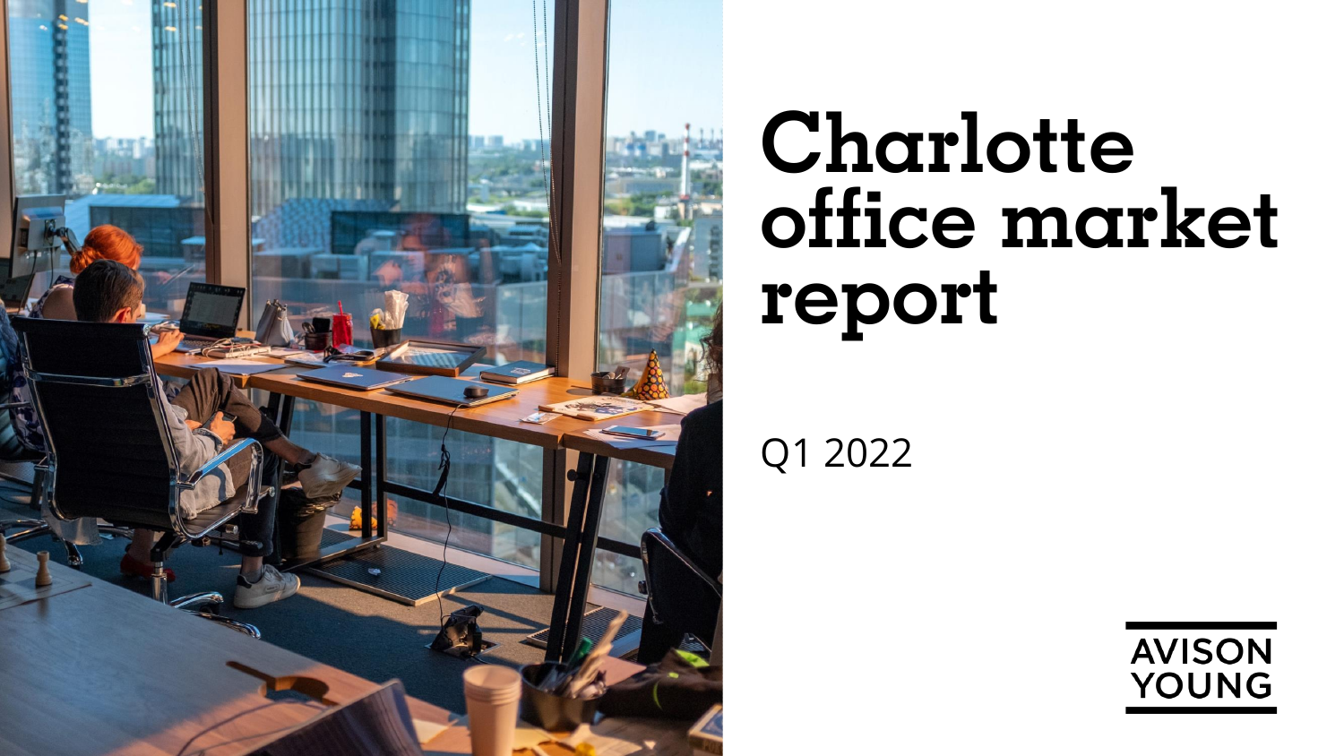# Charlotte office market report

Q1 2022

AVISON YOUNG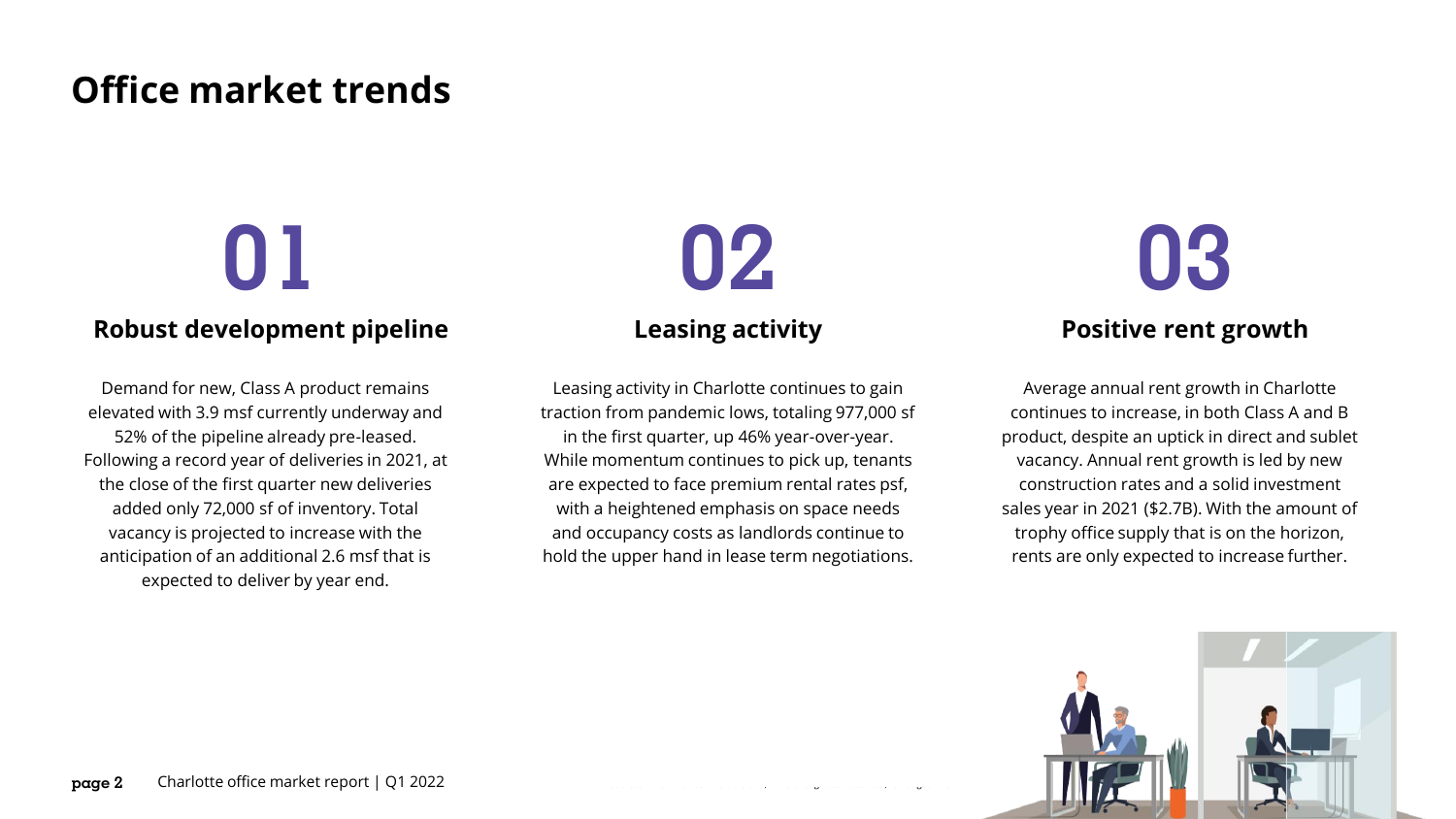# Office market trends

## 01

### Robust development pipeline

Demand for new, Class A product remains elevated with 3.9 msf currently underway and 52% of the pipeline already pre-leased. Following a record year of deliveries in 2021, at the close of the first quarter new deliveries added only 72,000 sf of inventory. Total vacancy is projected to increase with the anticipation of an additional 2.6 msf that is expected to deliver by year end.

## 02

### Leasing activity

Leasing activity in Charlotte continues to gain traction from pandemic lows, totaling 977,000 sf in the first quarter, up 46% year-over-year. While momentum continues to pick up, tenants are expected to face premium rental rates psf, with a heightened emphasis on space needs and occupancy costs as landlords continue to hold the upper hand in lease term negotiations.

## 03

### Positive rent growth

Average annual rent growth in Charlotte continues to increase, in both Class A and B product, despite an uptick in direct and sublet vacancy. Annual rent growth is led by new construction rates and a solid investment sales year in 2021 ($2.7B). With the amount of trophy office supply that is on the horizon, rents are only expected to increase further.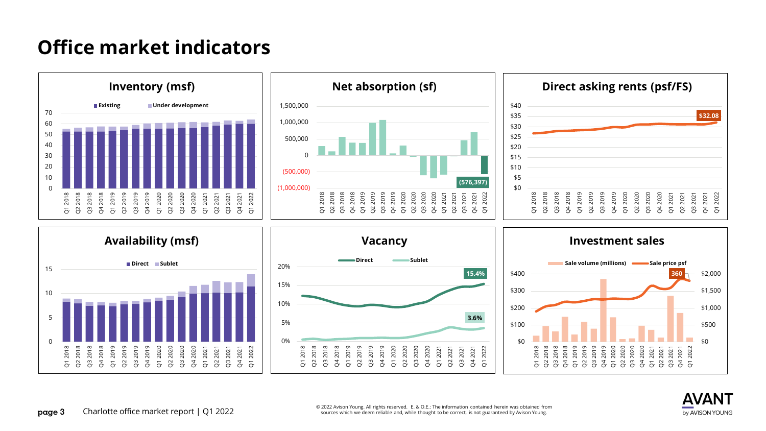# Office market indicators

## Inventory (msf)

Existing | Under development

## Net absorption (sf)

(576,397)

## Direct asking rents (psf/FS)

$32.08

## Availability (msf)

Direct | Sublet

## Vacancy

Direct | Sublet

15.4%

3.6%

## Investment sales

Sale volume (millions) | Sale price psf

360

Charlotte office market report | Q1 2022

© 2022 Avison Young. All rights reserved. E. & O.E.: The information contained herein was obtained from sources which we deem reliable and, while thought to be correct, is not guaranteed by Avison Young.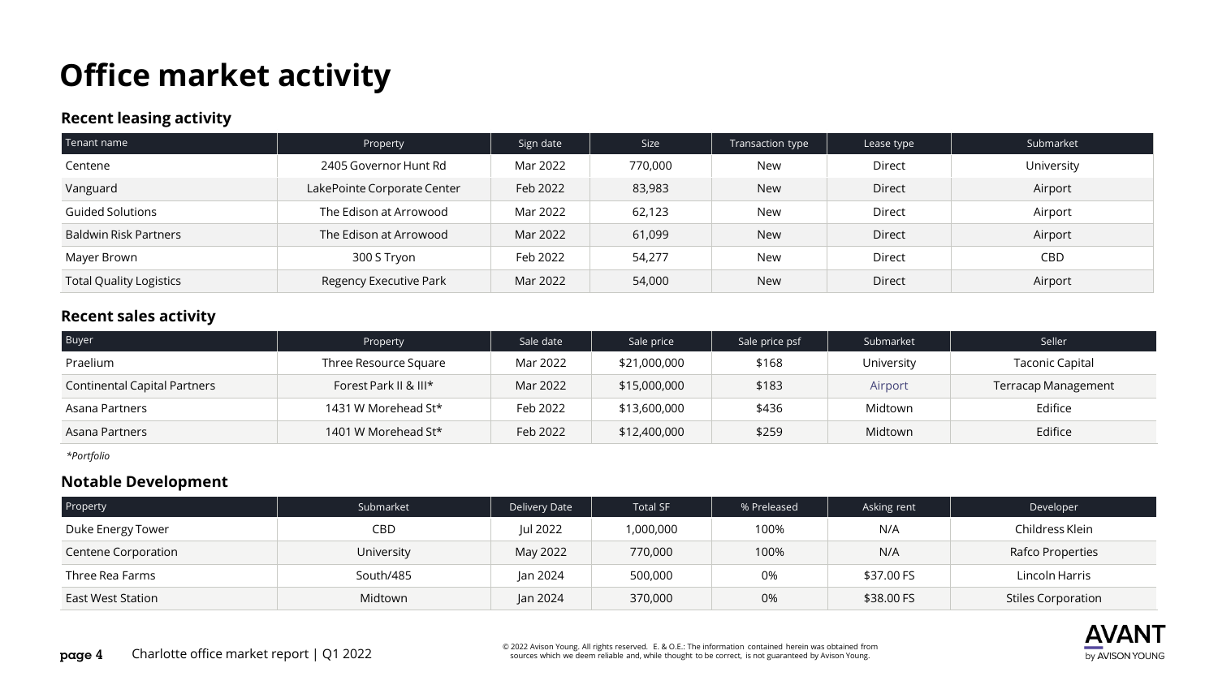# Office market activity

### Recent leasing activity

| Tenant name | Property | Sign date | Size | Transaction type | Lease type | Submarket |
|---|---|---|---|---|---|---|
| Centene | 2405 Governor Hunt Rd | Mar 2022 | 770,000 | New | Direct | University |
| Vanguard | LakePointe Corporate Center | Feb 2022 | 83,983 | New | Direct | Airport |
| Guided Solutions | The Edison at Arrowood | Mar 2022 | 62,123 | New | Direct | Airport |
| Baldwin Risk Partners | The Edison at Arrowood | Mar 2022 | 61,099 | New | Direct | Airport |
| Mayer Brown | 300 S Tryon | Feb 2022 | 54,277 | New | Direct | CBD |
| Total Quality Logistics | Regency Executive Park | Mar 2022 | 54,000 | New | Direct | Airport |

### Recent sales activity

| Buyer | Property | Sale date | Sale price | Sale price psf | Submarket | Seller |
|---|---|---|---|---|---|---|
| Praelium | Three Resource Square | Mar 2022 | $21,000,000 | $168 | University | Taconic Capital |
| Continental Capital Partners | Forest Park II & III* | Mar 2022 | $15,000,000 | $183 | Airport | Terracap Management |
| Asana Partners | 1431 W Morehead St* | Feb 2022 | $13,600,000 | $436 | Midtown | Edifice |
| Asana Partners | 1401 W Morehead St* | Feb 2022 | $12,400,000 | $259 | Midtown | Edifice |

*\*Portfolio*

### Notable Development

| Property | Submarket | Delivery Date | Total SF | % Preleased | Asking rent | Developer |
|---|---|---|---|---|---|---|
| Duke Energy Tower | CBD | Jul 2022 | 1,000,000 | 100% | N/A | Childress Klein |
| Centene Corporation | University | May 2022 | 770,000 | 100% | N/A | Rafco Properties |
| Three Rea Farms | South/485 | Jan 2024 | 500,000 | 0% | $37.00 FS | Lincoln Harris |
| East West Station | Midtown | Jan 2024 | 370,000 | 0% | $38.00 FS | Stiles Corporation |

© 2022 Avison Young. All rights reserved. E. & O.E.: The information contained herein was obtained from sources which we deem reliable and, while thought to be correct, is not guaranteed by Avison Young.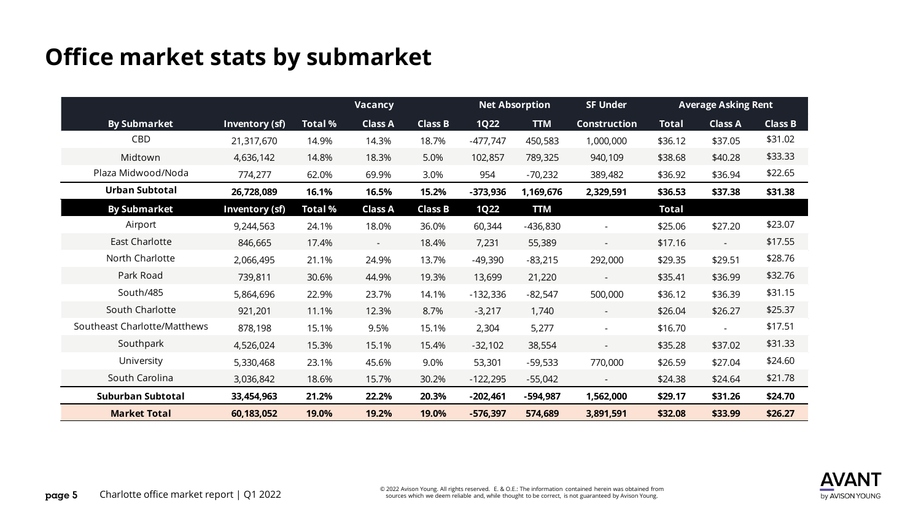# Office market stats by submarket

| | | | Vacancy | | Net Absorption | | SF Under | Average Asking Rent | | |
|---|---|---|---|---|---|---|---|---|---|---|
| **By Submarket** | **Inventory (sf)** | **Total %** | **Class A** | **Class B** | **1Q22** | **TTM** | **Construction** | **Total** | **Class A** | **Class B** |
| CBD | 21,317,670 | 14.9% | 14.3% | 18.7% | -477,747 | 450,583 | 1,000,000 | $36.12 | $37.05 | $31.02 |
| Midtown | 4,636,142 | 14.8% | 18.3% | 5.0% | 102,857 | 789,325 | 940,109 | $38.68 | $40.28 | $33.33 |
| Plaza Midwood/Noda | 774,277 | 62.0% | 69.9% | 3.0% | 954 | -70,232 | 389,482 | $36.92 | $36.94 | $22.65 |
| **Urban Subtotal** | **26,728,089** | **16.1%** | **16.5%** | **15.2%** | **-373,936** | **1,169,676** | **2,329,591** | **$36.53** | **$37.38** | **$31.38** |
| **By Submarket** | **Inventory (sf)** | **Total %** | **Class A** | **Class B** | **1Q22** | **TTM** | | **Total** | | |
| Airport | 9,244,563 | 24.1% | 18.0% | 36.0% | 60,344 | -436,830 | - | $25.06 | $27.20 | $23.07 |
| East Charlotte | 846,665 | 17.4% | - | 18.4% | 7,231 | 55,389 | - | $17.16 | - | $17.55 |
| North Charlotte | 2,066,495 | 21.1% | 24.9% | 13.7% | -49,390 | -83,215 | 292,000 | $29.35 | $29.51 | $28.76 |
| Park Road | 739,811 | 30.6% | 44.9% | 19.3% | 13,699 | 21,220 | - | $35.41 | $36.99 | $32.76 |
| South/485 | 5,864,696 | 22.9% | 23.7% | 14.1% | -132,336 | -82,547 | 500,000 | $36.12 | $36.39 | $31.15 |
| South Charlotte | 921,201 | 11.1% | 12.3% | 8.7% | -3,217 | 1,740 | - | $26.04 | $26.27 | $25.37 |
| Southeast Charlotte/Matthews | 878,198 | 15.1% | 9.5% | 15.1% | 2,304 | 5,277 | - | $16.70 | - | $17.51 |
| Southpark | 4,526,024 | 15.3% | 15.1% | 15.4% | -32,102 | 38,554 | - | $35.28 | $37.02 | $31.33 |
| University | 5,330,468 | 23.1% | 45.6% | 9.0% | 53,301 | -59,533 | 770,000 | $26.59 | $27.04 | $24.60 |
| South Carolina | 3,036,842 | 18.6% | 15.7% | 30.2% | -122,295 | -55,042 | - | $24.38 | $24.64 | $21.78 |
| **Suburban Subtotal** | **33,454,963** | **21.2%** | **22.2%** | **20.3%** | **-202,461** | **-594,987** | **1,562,000** | **$29.17** | **$31.26** | **$24.70** |
| **Market Total** | **60,183,052** | **19.0%** | **19.2%** | **19.0%** | **-576,397** | **574,689** | **3,891,591** | **$32.08** | **$33.99** | **$26.27** |

Charlotte office market report | Q1 2022

© 2022 Avison Young. All rights reserved. E. & O.E.: The information contained herein was obtained from sources which we deem reliable and, while thought to be correct, is not guaranteed by Avison Young.

AVANT by AVISON YOUNG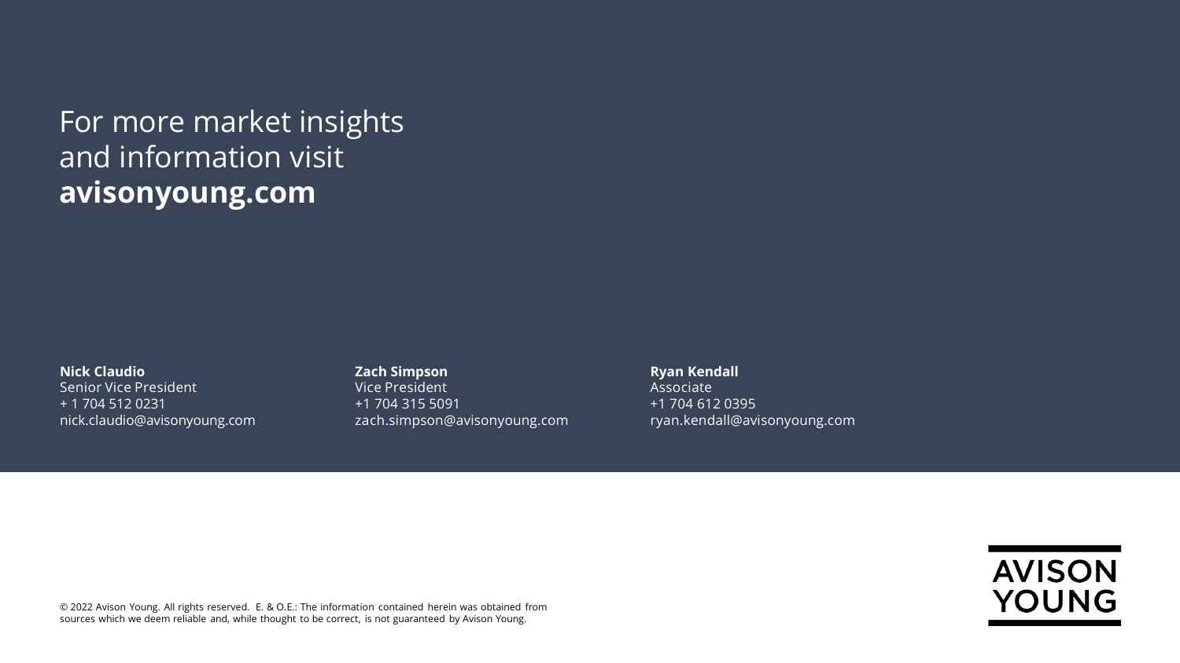For more market insights and information visit **avisonyoung.com**

**Nick Claudio**
Senior Vice President
+ 1 704 512 0231
nick.claudio@avisonyoung.com

**Zach Simpson**
Vice President
+1 704 315 5091
zach.simpson@avisonyoung.com

**Ryan Kendall**
Associate
+1 704 612 0395
ryan.kendall@avisonyoung.com

© 2022 Avison Young. All rights reserved. E. & O.E.: The information contained herein was obtained from sources which we deem reliable and, while thought to be correct, is not guaranteed by Avison Young.

AVISON YOUNG